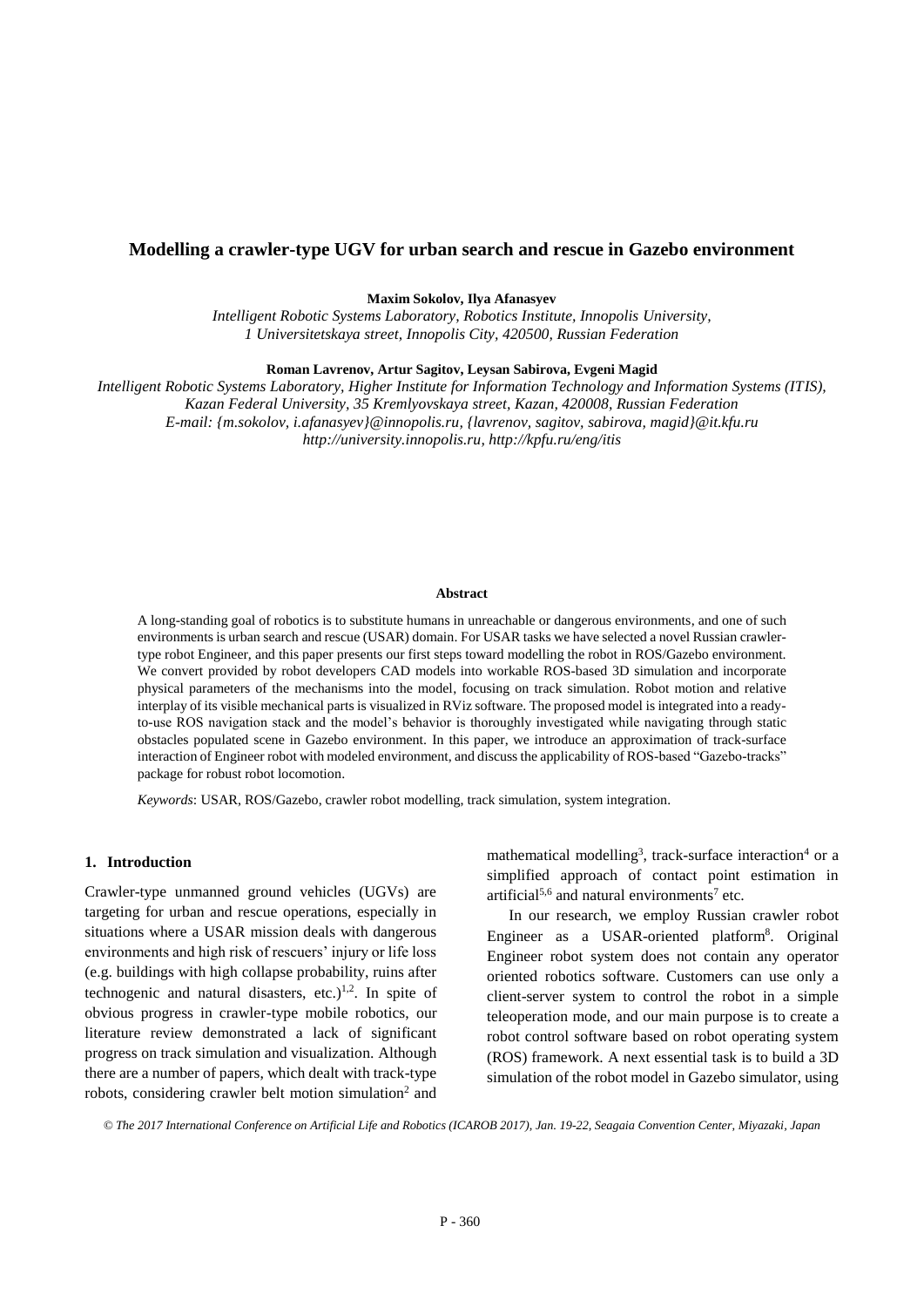# Modelling a crawler-type UGV for urban search and rescue in Gazebo environment

**Maxim Sokolov, Ilya Afanasyev**

*Intelligent Robotic Systems Laboratory, Robotics Institute, Innopolis University, 1 Universitetskaya street, Innopolis City, 420500, Russian Federation*

**Roman Lavrenov, Artur Sagitov, Leysan Sabirova, Evgeni Magid**

*Intelligent Robotic Systems Laboratory, Higher Institute for Information Technology and Information Systems (ITIS), Kazan Federal University, 35 Kremlyovskaya street, Kazan, 420008, Russian Federation*
*E-mail: {m.sokolov, i.afanasyev}@innopolis.ru, {lavrenov, sagitov, sabirova, magid}@it.kfu.ru*
*http://university.innopolis.ru, http://kpfu.ru/eng/itis*

**Abstract**

A long-standing goal of robotics is to substitute humans in unreachable or dangerous environments, and one of such environments is urban search and rescue (USAR) domain. For USAR tasks we have selected a novel Russian crawler-type robot Engineer, and this paper presents our first steps toward modelling the robot in ROS/Gazebo environment. We convert provided by robot developers CAD models into workable ROS-based 3D simulation and incorporate physical parameters of the mechanisms into the model, focusing on track simulation. Robot motion and relative interplay of its visible mechanical parts is visualized in RViz software. The proposed model is integrated into a ready-to-use ROS navigation stack and the model's behavior is thoroughly investigated while navigating through static obstacles populated scene in Gazebo environment. In this paper, we introduce an approximation of track-surface interaction of Engineer robot with modeled environment, and discuss the applicability of ROS-based "Gazebo-tracks" package for robust robot locomotion.

*Keywords*: USAR, ROS/Gazebo, crawler robot modelling, track simulation, system integration.

## 1. Introduction

Crawler-type unmanned ground vehicles (UGVs) are targeting for urban and rescue operations, especially in situations where a USAR mission deals with dangerous environments and high risk of rescuers' injury or life loss (e.g. buildings with high collapse probability, ruins after technogenic and natural disasters, etc.)[1,2]. In spite of obvious progress in crawler-type mobile robotics, our literature review demonstrated a lack of significant progress on track simulation and visualization. Although there are a number of papers, which dealt with track-type robots, considering crawler belt motion simulation[2] and mathematical modelling[3], track-surface interaction[4] or a simplified approach of contact point estimation in artificial[5,6] and natural environments[7] etc.

In our research, we employ Russian crawler robot Engineer as a USAR-oriented platform[8]. Original Engineer robot system does not contain any operator oriented robotics software. Customers can use only a client-server system to control the robot in a simple teleoperation mode, and our main purpose is to create a robot control software based on robot operating system (ROS) framework. A next essential task is to build a 3D simulation of the robot model in Gazebo simulator, using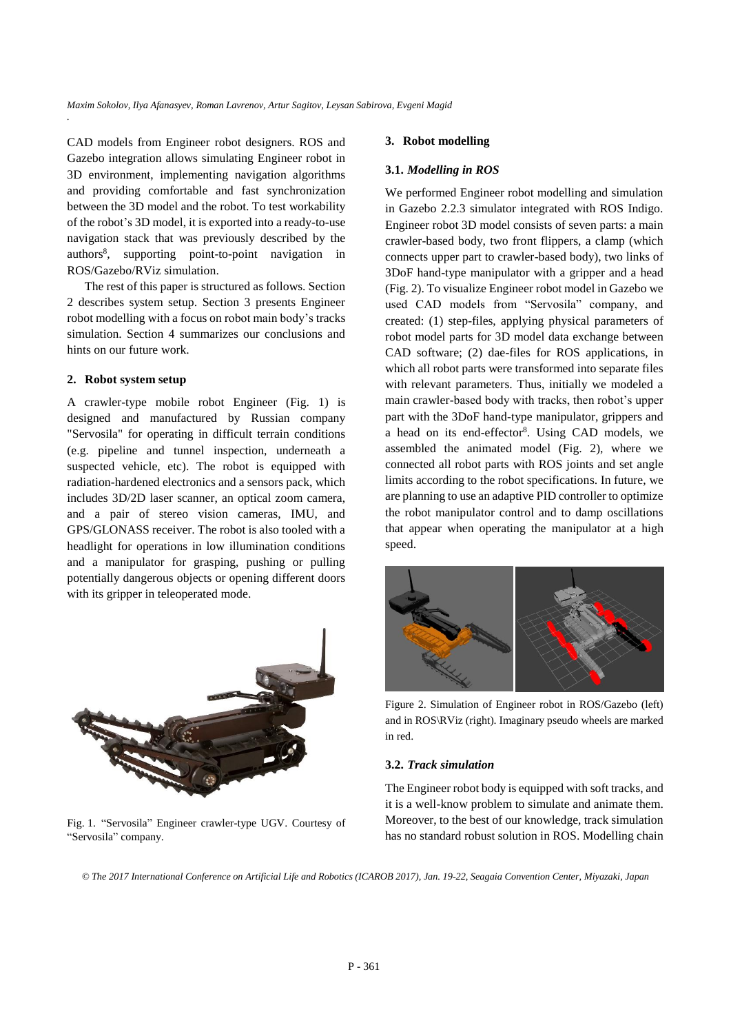CAD models from Engineer robot designers. ROS and Gazebo integration allows simulating Engineer robot in 3D environment, implementing navigation algorithms and providing comfortable and fast synchronization between the 3D model and the robot. To test workability of the robot's 3D model, it is exported into a ready-to-use navigation stack that was previously described by the authors[8], supporting point-to-point navigation in ROS/Gazebo/RViz simulation.

The rest of this paper is structured as follows. Section 2 describes system setup. Section 3 presents Engineer robot modelling with a focus on robot main body's tracks simulation. Section 4 summarizes our conclusions and hints on our future work.

## 2. Robot system setup

A crawler-type mobile robot Engineer (Fig. 1) is designed and manufactured by Russian company "Servosila" for operating in difficult terrain conditions (e.g. pipeline and tunnel inspection, underneath a suspected vehicle, etc). The robot is equipped with radiation-hardened electronics and a sensors pack, which includes 3D/2D laser scanner, an optical zoom camera, and a pair of stereo vision cameras, IMU, and GPS/GLONASS receiver. The robot is also tooled with a headlight for operations in low illumination conditions and a manipulator for grasping, pushing or pulling potentially dangerous objects or opening different doors with its gripper in teleoperated mode.

Fig. 1. "Servosila" Engineer crawler-type UGV. Courtesy of "Servosila" company.

## 3. Robot modelling

### 3.1. *Modelling in ROS*

We performed Engineer robot modelling and simulation in Gazebo 2.2.3 simulator integrated with ROS Indigo. Engineer robot 3D model consists of seven parts: a main crawler-based body, two front flippers, a clamp (which connects upper part to crawler-based body), two links of 3DoF hand-type manipulator with a gripper and a head (Fig. 2). To visualize Engineer robot model in Gazebo we used CAD models from "Servosila" company, and created: (1) step-files, applying physical parameters of robot model parts for 3D model data exchange between CAD software; (2) dae-files for ROS applications, in which all robot parts were transformed into separate files with relevant parameters. Thus, initially we modeled a main crawler-based body with tracks, then robot's upper part with the 3DoF hand-type manipulator, grippers and a head on its end-effector[8]. Using CAD models, we assembled the animated model (Fig. 2), where we connected all robot parts with ROS joints and set angle limits according to the robot specifications. In future, we are planning to use an adaptive PID controller to optimize the robot manipulator control and to damp oscillations that appear when operating the manipulator at a high speed.

Figure 2. Simulation of Engineer robot in ROS/Gazebo (left) and in ROS\RViz (right). Imaginary pseudo wheels are marked in red.

### 3.2. *Track simulation*

The Engineer robot body is equipped with soft tracks, and it is a well-know problem to simulate and animate them. Moreover, to the best of our knowledge, track simulation has no standard robust solution in ROS. Modelling chain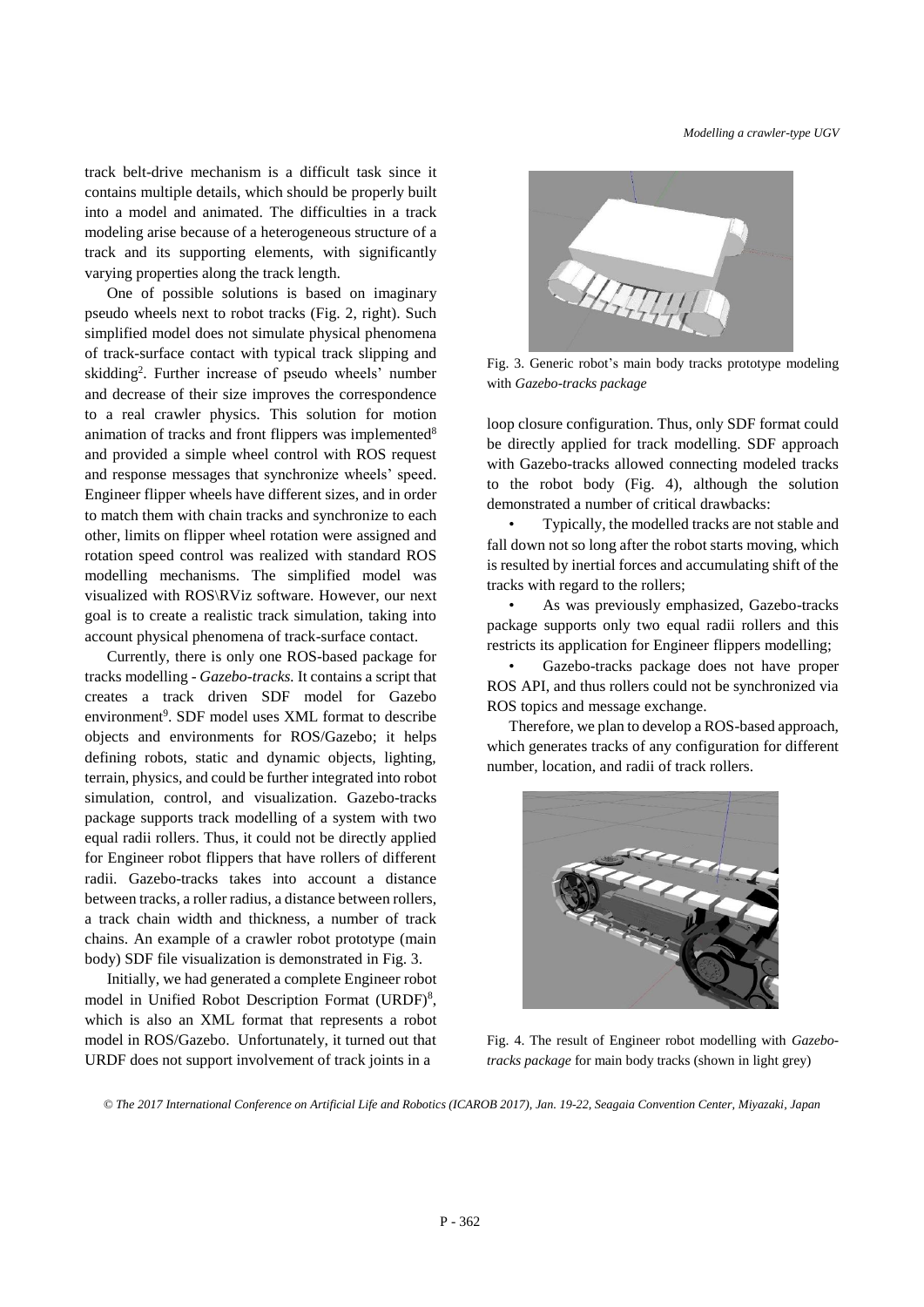track belt-drive mechanism is a difficult task since it contains multiple details, which should be properly built into a model and animated. The difficulties in a track modeling arise because of a heterogeneous structure of a track and its supporting elements, with significantly varying properties along the track length.

One of possible solutions is based on imaginary pseudo wheels next to robot tracks (Fig. 2, right). Such simplified model does not simulate physical phenomena of track-surface contact with typical track slipping and skidding[2]. Further increase of pseudo wheels' number and decrease of their size improves the correspondence to a real crawler physics. This solution for motion animation of tracks and front flippers was implemented[8] and provided a simple wheel control with ROS request and response messages that synchronize wheels' speed. Engineer flipper wheels have different sizes, and in order to match them with chain tracks and synchronize to each other, limits on flipper wheel rotation were assigned and rotation speed control was realized with standard ROS modelling mechanisms. The simplified model was visualized with ROS\RViz software. However, our next goal is to create a realistic track simulation, taking into account physical phenomena of track-surface contact.

Currently, there is only one ROS-based package for tracks modelling - *Gazebo-tracks.* It contains a script that creates a track driven SDF model for Gazebo environment[9]. SDF model uses XML format to describe objects and environments for ROS/Gazebo; it helps defining robots, static and dynamic objects, lighting, terrain, physics, and could be further integrated into robot simulation, control, and visualization. Gazebo-tracks package supports track modelling of a system with two equal radii rollers. Thus, it could not be directly applied for Engineer robot flippers that have rollers of different radii. Gazebo-tracks takes into account a distance between tracks, a roller radius, a distance between rollers, a track chain width and thickness, a number of track chains. An example of a crawler robot prototype (main body) SDF file visualization is demonstrated in Fig. 3.

Initially, we had generated a complete Engineer robot model in Unified Robot Description Format (URDF)[8], which is also an XML format that represents a robot model in ROS/Gazebo. Unfortunately, it turned out that URDF does not support involvement of track joints in a

Fig. 3. Generic robot's main body tracks prototype modeling with *Gazebo-tracks package*

loop closure configuration. Thus, only SDF format could be directly applied for track modelling. SDF approach with Gazebo-tracks allowed connecting modeled tracks to the robot body (Fig. 4), although the solution demonstrated a number of critical drawbacks:

- Typically, the modelled tracks are not stable and fall down not so long after the robot starts moving, which is resulted by inertial forces and accumulating shift of the tracks with regard to the rollers;
- As was previously emphasized, Gazebo-tracks package supports only two equal radii rollers and this restricts its application for Engineer flippers modelling;
- Gazebo-tracks package does not have proper ROS API, and thus rollers could not be synchronized via ROS topics and message exchange.

Therefore, we plan to develop a ROS-based approach, which generates tracks of any configuration for different number, location, and radii of track rollers.

Fig. 4. The result of Engineer robot modelling with *Gazebo-tracks package* for main body tracks (shown in light grey)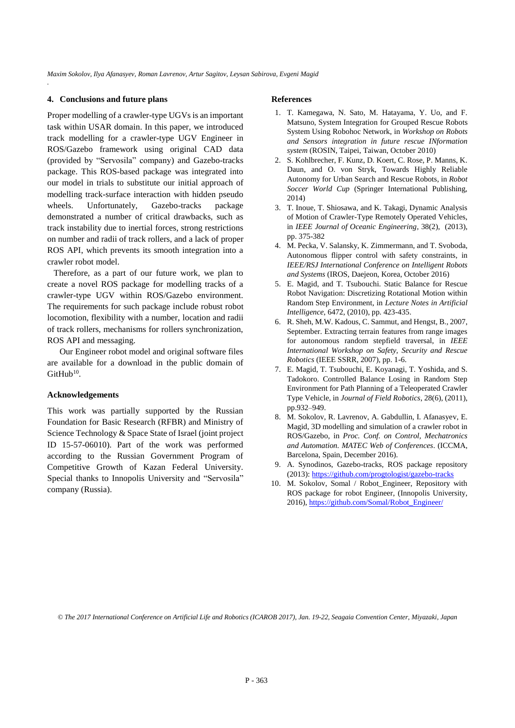## 4. Conclusions and future plans

Proper modelling of a crawler-type UGVs is an important task within USAR domain. In this paper, we introduced track modelling for a crawler-type UGV Engineer in ROS/Gazebo framework using original CAD data (provided by "Servosila" company) and Gazebo-tracks package. This ROS-based package was integrated into our model in trials to substitute our initial approach of modelling track-surface interaction with hidden pseudo wheels. Unfortunately, Gazebo-tracks package demonstrated a number of critical drawbacks, such as track instability due to inertial forces, strong restrictions on number and radii of track rollers, and a lack of proper ROS API, which prevents its smooth integration into a crawler robot model.

Therefore, as a part of our future work, we plan to create a novel ROS package for modelling tracks of a crawler-type UGV within ROS/Gazebo environment. The requirements for such package include robust robot locomotion, flexibility with a number, location and radii of track rollers, mechanisms for rollers synchronization, ROS API and messaging.

Our Engineer robot model and original software files are available for a download in the public domain of GitHub[10].

### Acknowledgements

This work was partially supported by the Russian Foundation for Basic Research (RFBR) and Ministry of Science Technology & Space State of Israel (joint project ID 15-57-06010). Part of the work was performed according to the Russian Government Program of Competitive Growth of Kazan Federal University. Special thanks to Innopolis University and "Servosila" company (Russia).

### References

1. T. Kamegawa, N. Sato, M. Hatayama, Y. Uo, and F. Matsuno, System Integration for Grouped Rescue Robots System Using Robohoc Network, in *Workshop on Robots and Sensors integration in future rescue INformation system* (ROSIN, Taipei, Taiwan, October 2010)
2. S. Kohlbrecher, F. Kunz, D. Koert, C. Rose, P. Manns, K. Daun, and O. von Stryk, Towards Highly Reliable Autonomy for Urban Search and Rescue Robots, in *Robot Soccer World Cup* (Springer International Publishing, 2014)
3. T. Inoue, T. Shiosawa, and K. Takagi, Dynamic Analysis of Motion of Crawler-Type Remotely Operated Vehicles, in *IEEE Journal of Oceanic Engineering*, 38(2), (2013), pp. 375-382
4. M. Pecka, V. Salansky, K. Zimmermann, and T. Svoboda, Autonomous flipper control with safety constraints, in *IEEE/RSJ International Conference on Intelligent Robots and Systems* (IROS, Daejeon, Korea, October 2016)
5. E. Magid, and T. Tsubouchi. Static Balance for Rescue Robot Navigation: Discretizing Rotational Motion within Random Step Environment, in *Lecture Notes in Artificial Intelligence*, 6472, (2010), pp. 423-435.
6. R. Sheh, M.W. Kadous, C. Sammut, and Hengst, B., 2007, September. Extracting terrain features from range images for autonomous random stepfield traversal, in *IEEE International Workshop on Safety, Security and Rescue Robotics* (IEEE SSRR, 2007), pp. 1-6.
7. E. Magid, T. Tsubouchi, E. Koyanagi, T. Yoshida, and S. Tadokoro. Controlled Balance Losing in Random Step Environment for Path Planning of a Teleoperated Crawler Type Vehicle, in *Journal of Field Robotics*, 28(6), (2011), pp.932–949.
8. M. Sokolov, R. Lavrenov, A. Gabdullin, I. Afanasyev, E. Magid, 3D modelling and simulation of a crawler robot in ROS/Gazebo, in *Proc. Conf. on Control, Mechatronics and Automation. MATEC Web of Conferences*. (ICCMA, Barcelona, Spain, December 2016).
9. A. Synodinos, Gazebo-tracks, ROS package repository (2013): https://github.com/progtologist/gazebo-tracks
10. M. Sokolov, Somal / Robot_Engineer, Repository with ROS package for robot Engineer, (Innopolis University, 2016), https://github.com/Somal/Robot_Engineer/